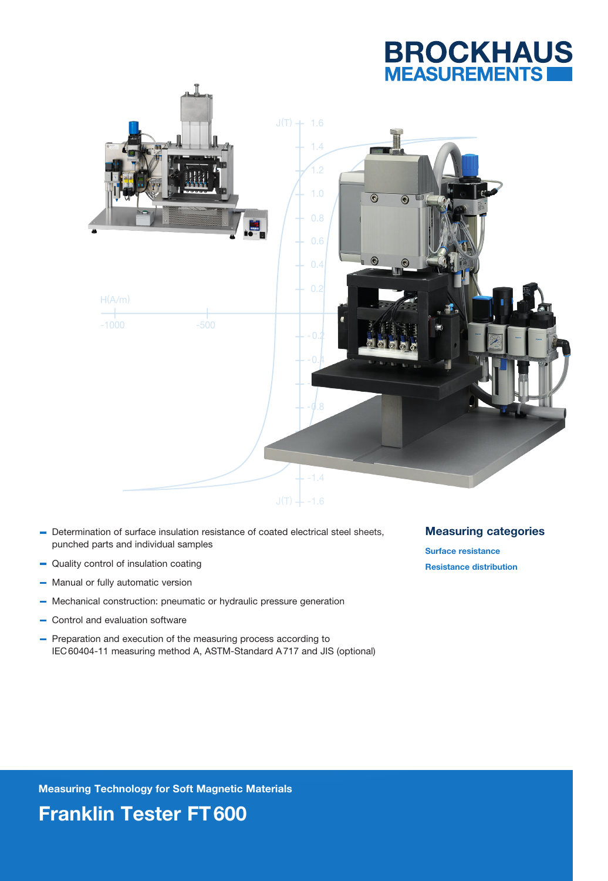BROCKHAUS MEASUREMENTS

- Determination of surface insulation resistance of coated electrical steel sheets, punched parts and individual samples
- Quality control of insulation coating
- Manual or fully automatic version
- Mechanical construction: pneumatic or hydraulic pressure generation
- Control and evaluation software
- Preparation and execution of the measuring process according to IEC 60404-11 measuring method A, ASTM-Standard A 717 and JIS (optional)

## Measuring categories

**Surface resistance**

**Resistance distribution**

**Measuring Technology for Soft Magnetic Materials**

# Franklin Tester FT 600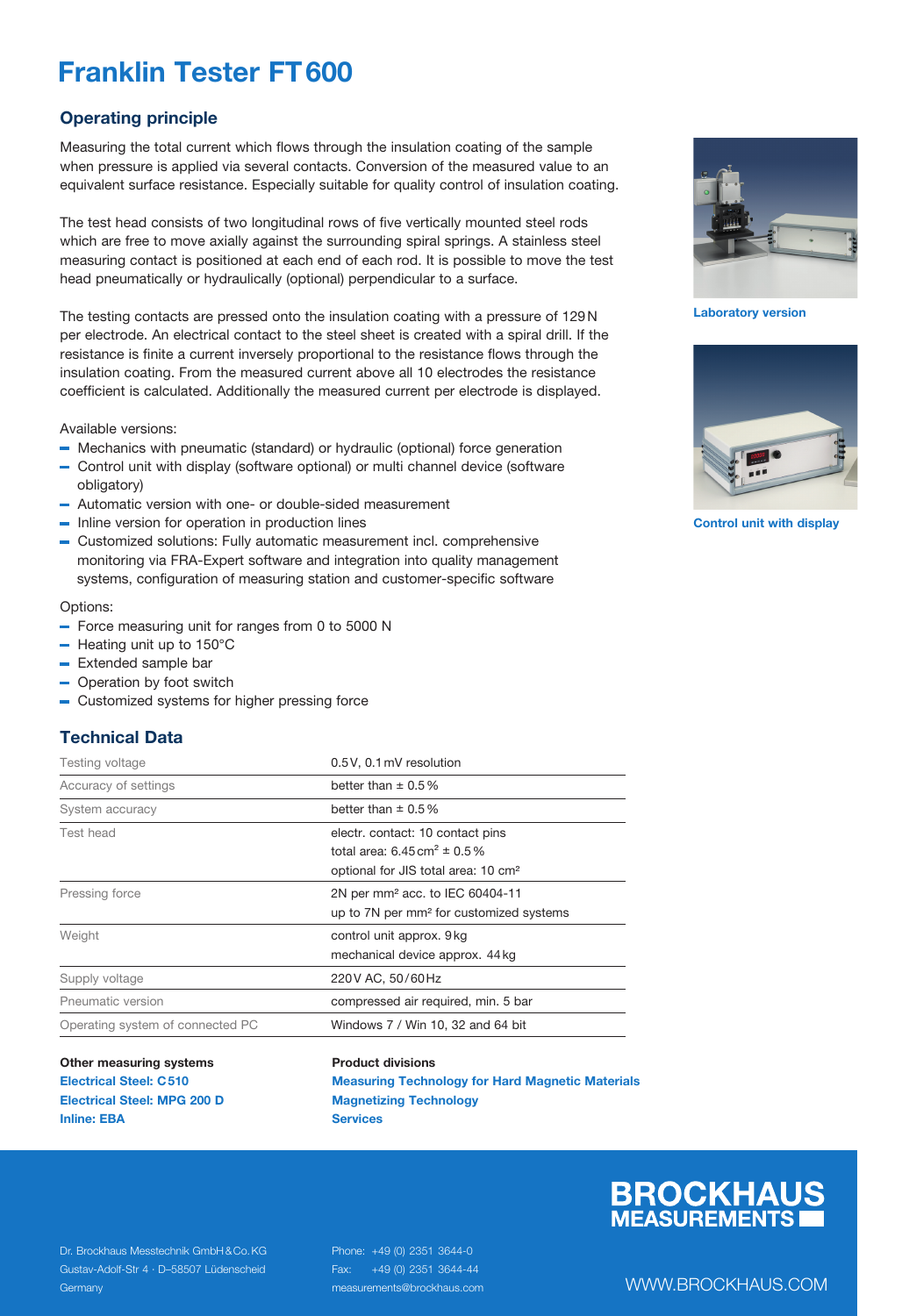# Franklin Tester FT 600

## Operating principle

Measuring the total current which flows through the insulation coating of the sample when pressure is applied via several contacts. Conversion of the measured value to an equivalent surface resistance. Especially suitable for quality control of insulation coating.

The test head consists of two longitudinal rows of five vertically mounted steel rods which are free to move axially against the surrounding spiral springs. A stainless steel measuring contact is positioned at each end of each rod. It is possible to move the test head pneumatically or hydraulically (optional) perpendicular to a surface.

The testing contacts are pressed onto the insulation coating with a pressure of 129 N per electrode. An electrical contact to the steel sheet is created with a spiral drill. If the resistance is finite a current inversely proportional to the resistance flows through the insulation coating. From the measured current above all 10 electrodes the resistance coefficient is calculated. Additionally the measured current per electrode is displayed.

Available versions:

- Mechanics with pneumatic (standard) or hydraulic (optional) force generation
- Control unit with display (software optional) or multi channel device (software obligatory)
- Automatic version with one- or double-sided measurement
- Inline version for operation in production lines
- Customized solutions: Fully automatic measurement incl. comprehensive monitoring via FRA-Expert software and integration into quality management systems, configuration of measuring station and customer-specific software

Options:

- Force measuring unit for ranges from 0 to 5000 N
- Heating unit up to 150°C
- Extended sample bar
- Operation by foot switch
- Customized systems for higher pressing force

Laboratory version

Control unit with display

## Technical Data

| | |
|---|---|
| Testing voltage | 0.5 V, 0.1 mV resolution |
| Accuracy of settings | better than ± 0.5 % |
| System accuracy | better than ± 0.5 % |
| Test head | electr. contact: 10 contact pins<br>total area: 6.45 cm² ± 0.5 %<br>optional for JIS total area: 10 cm² |
| Pressing force | 2N per mm² acc. to IEC 60404-11<br>up to 7N per mm² for customized systems |
| Weight | control unit approx. 9 kg<br>mechanical device approx. 44 kg |
| Supply voltage | 220 V AC, 50/60 Hz |
| Pneumatic version | compressed air required, min. 5 bar |
| Operating system of connected PC | Windows 7 / Win 10, 32 and 64 bit |

**Other measuring systems**

**Electrical Steel: C510**

**Electrical Steel: MPG 200 D**

**Inline: EBA**

**Product divisions**

**Measuring Technology for Hard Magnetic Materials**

**Magnetizing Technology**

**Services**

BROCKHAUS MEASUREMENTS

Dr. Brockhaus Messtechnik GmbH & Co. KG
Gustav-Adolf-Str 4 · D-58507 Lüdenscheid
Germany

Phone: +49 (0) 2351 3644-0
Fax: +49 (0) 2351 3644-44
measurements@brockhaus.com

WWW.BROCKHAUS.COM